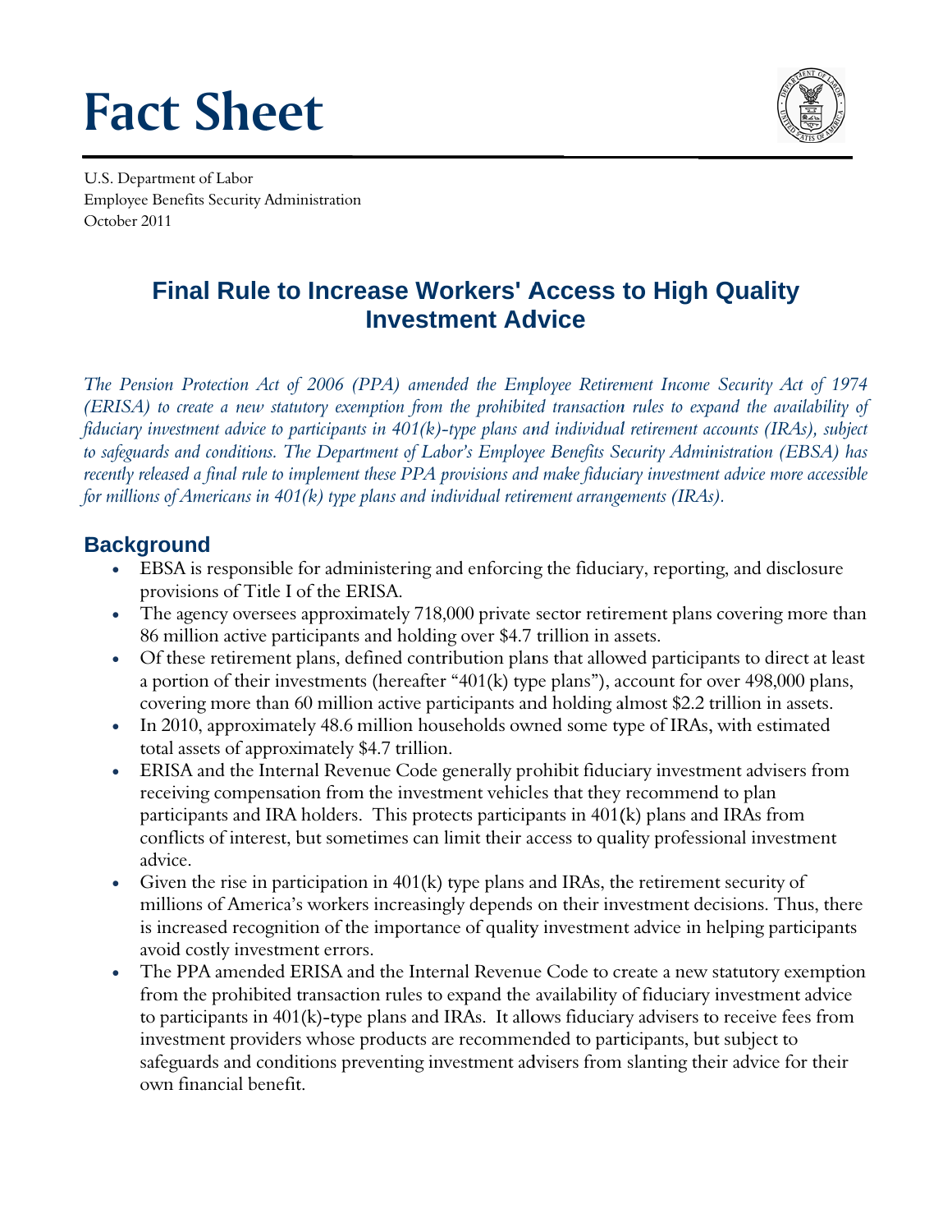# Fact Sheet

U.S. Department of Labor
Employee Benefits Security Administration
October 2011

## Final Rule to Increase Workers' Access to High Quality Investment Advice

*The Pension Protection Act of 2006 (PPA) amended the Employee Retirement Income Security Act of 1974 (ERISA) to create a new statutory exemption from the prohibited transaction rules to expand the availability of fiduciary investment advice to participants in 401(k)-type plans and individual retirement accounts (IRAs), subject to safeguards and conditions. The Department of Labor's Employee Benefits Security Administration (EBSA) has recently released a final rule to implement these PPA provisions and make fiduciary investment advice more accessible for millions of Americans in 401(k) type plans and individual retirement arrangements (IRAs).*

### Background

- EBSA is responsible for administering and enforcing the fiduciary, reporting, and disclosure provisions of Title I of the ERISA.
- The agency oversees approximately 718,000 private sector retirement plans covering more than 86 million active participants and holding over $4.7 trillion in assets.
- Of these retirement plans, defined contribution plans that allowed participants to direct at least a portion of their investments (hereafter "401(k) type plans"), account for over 498,000 plans, covering more than 60 million active participants and holding almost $2.2 trillion in assets.
- In 2010, approximately 48.6 million households owned some type of IRAs, with estimated total assets of approximately $4.7 trillion.
- ERISA and the Internal Revenue Code generally prohibit fiduciary investment advisers from receiving compensation from the investment vehicles that they recommend to plan participants and IRA holders. This protects participants in 401(k) plans and IRAs from conflicts of interest, but sometimes can limit their access to quality professional investment advice.
- Given the rise in participation in 401(k) type plans and IRAs, the retirement security of millions of America's workers increasingly depends on their investment decisions. Thus, there is increased recognition of the importance of quality investment advice in helping participants avoid costly investment errors.
- The PPA amended ERISA and the Internal Revenue Code to create a new statutory exemption from the prohibited transaction rules to expand the availability of fiduciary investment advice to participants in 401(k)-type plans and IRAs. It allows fiduciary advisers to receive fees from investment providers whose products are recommended to participants, but subject to safeguards and conditions preventing investment advisers from slanting their advice for their own financial benefit.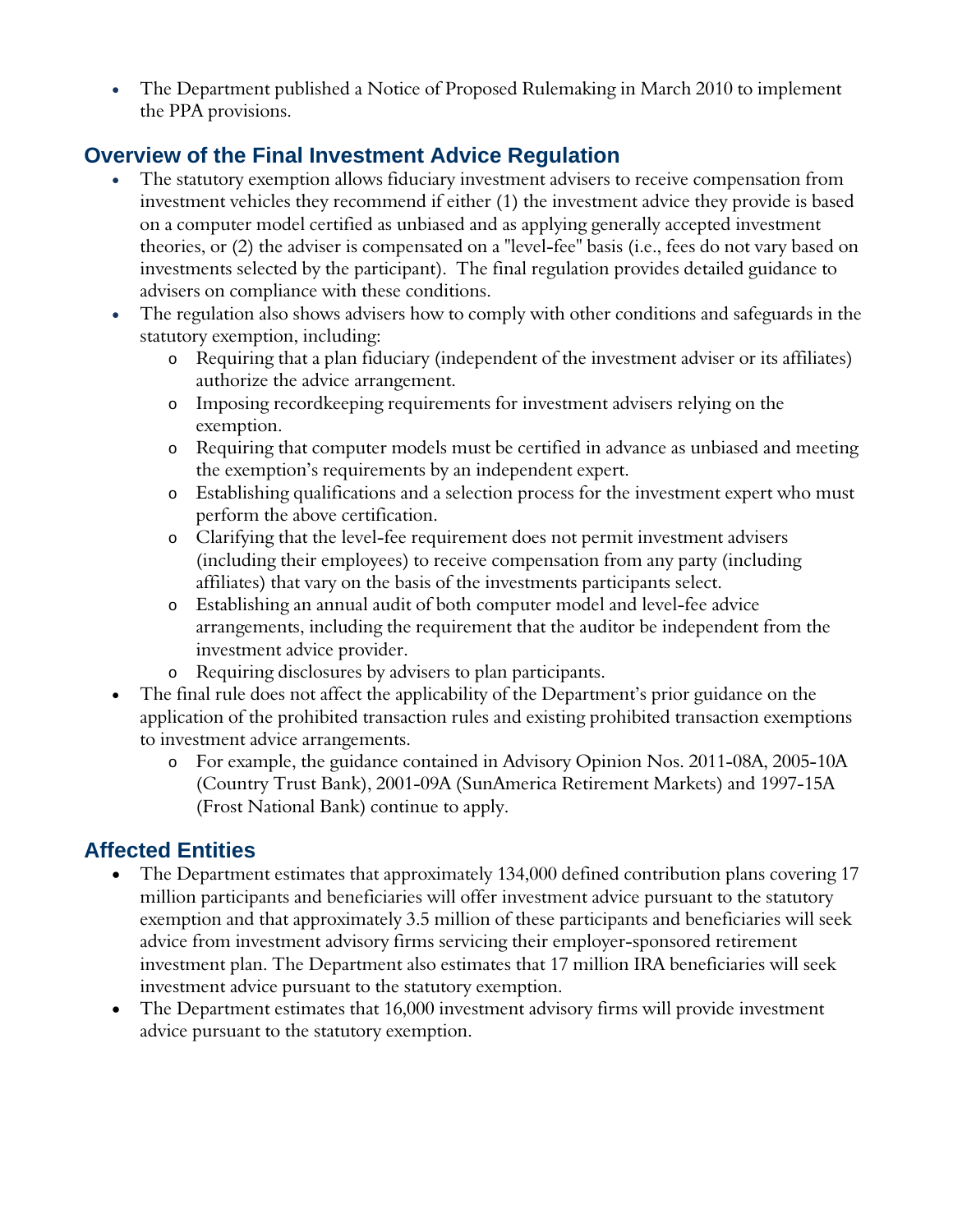- The Department published a Notice of Proposed Rulemaking in March 2010 to implement the PPA provisions.

## Overview of the Final Investment Advice Regulation

- The statutory exemption allows fiduciary investment advisers to receive compensation from investment vehicles they recommend if either (1) the investment advice they provide is based on a computer model certified as unbiased and as applying generally accepted investment theories, or (2) the adviser is compensated on a "level-fee" basis (i.e., fees do not vary based on investments selected by the participant). The final regulation provides detailed guidance to advisers on compliance with these conditions.
- The regulation also shows advisers how to comply with other conditions and safeguards in the statutory exemption, including:
  - Requiring that a plan fiduciary (independent of the investment adviser or its affiliates) authorize the advice arrangement.
  - Imposing recordkeeping requirements for investment advisers relying on the exemption.
  - Requiring that computer models must be certified in advance as unbiased and meeting the exemption's requirements by an independent expert.
  - Establishing qualifications and a selection process for the investment expert who must perform the above certification.
  - Clarifying that the level-fee requirement does not permit investment advisers (including their employees) to receive compensation from any party (including affiliates) that vary on the basis of the investments participants select.
  - Establishing an annual audit of both computer model and level-fee advice arrangements, including the requirement that the auditor be independent from the investment advice provider.
  - Requiring disclosures by advisers to plan participants.
- The final rule does not affect the applicability of the Department's prior guidance on the application of the prohibited transaction rules and existing prohibited transaction exemptions to investment advice arrangements.
  - For example, the guidance contained in Advisory Opinion Nos. 2011-08A, 2005-10A (Country Trust Bank), 2001-09A (SunAmerica Retirement Markets) and 1997-15A (Frost National Bank) continue to apply.

## Affected Entities

- The Department estimates that approximately 134,000 defined contribution plans covering 17 million participants and beneficiaries will offer investment advice pursuant to the statutory exemption and that approximately 3.5 million of these participants and beneficiaries will seek advice from investment advisory firms servicing their employer-sponsored retirement investment plan. The Department also estimates that 17 million IRA beneficiaries will seek investment advice pursuant to the statutory exemption.
- The Department estimates that 16,000 investment advisory firms will provide investment advice pursuant to the statutory exemption.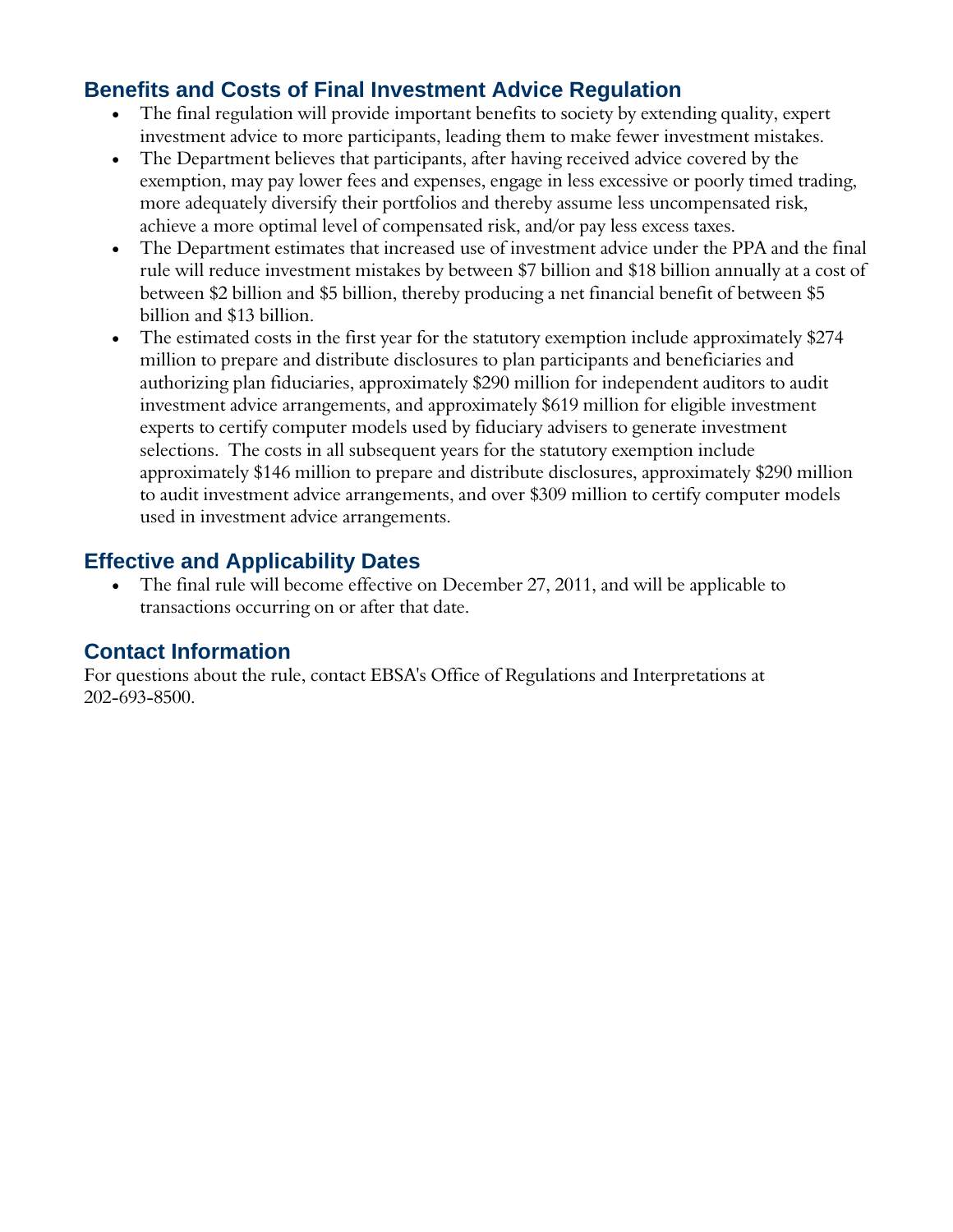## Benefits and Costs of Final Investment Advice Regulation

- The final regulation will provide important benefits to society by extending quality, expert investment advice to more participants, leading them to make fewer investment mistakes.
- The Department believes that participants, after having received advice covered by the exemption, may pay lower fees and expenses, engage in less excessive or poorly timed trading, more adequately diversify their portfolios and thereby assume less uncompensated risk, achieve a more optimal level of compensated risk, and/or pay less excess taxes.
- The Department estimates that increased use of investment advice under the PPA and the final rule will reduce investment mistakes by between $7 billion and $18 billion annually at a cost of between $2 billion and $5 billion, thereby producing a net financial benefit of between $5 billion and $13 billion.
- The estimated costs in the first year for the statutory exemption include approximately $274 million to prepare and distribute disclosures to plan participants and beneficiaries and authorizing plan fiduciaries, approximately $290 million for independent auditors to audit investment advice arrangements, and approximately $619 million for eligible investment experts to certify computer models used by fiduciary advisers to generate investment selections. The costs in all subsequent years for the statutory exemption include approximately $146 million to prepare and distribute disclosures, approximately $290 million to audit investment advice arrangements, and over $309 million to certify computer models used in investment advice arrangements.

## Effective and Applicability Dates

- The final rule will become effective on December 27, 2011, and will be applicable to transactions occurring on or after that date.

## Contact Information

For questions about the rule, contact EBSA's Office of Regulations and Interpretations at 202-693-8500.